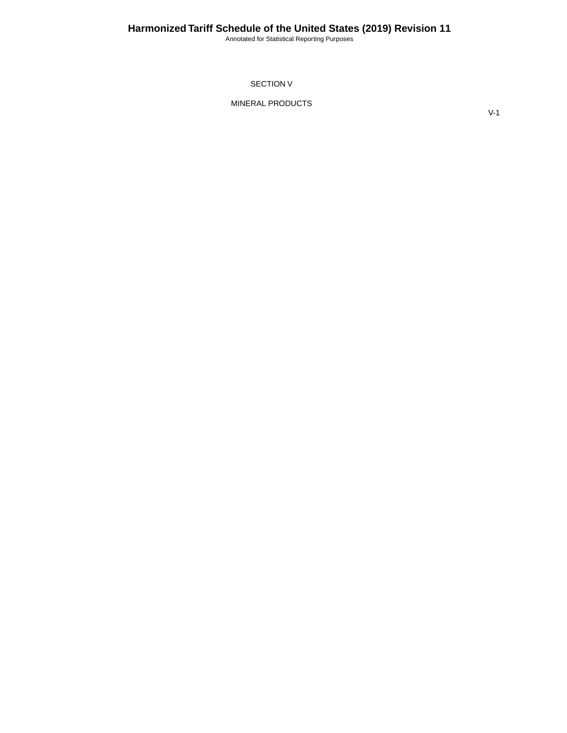# SECTION V

## MINERAL PRODUCTS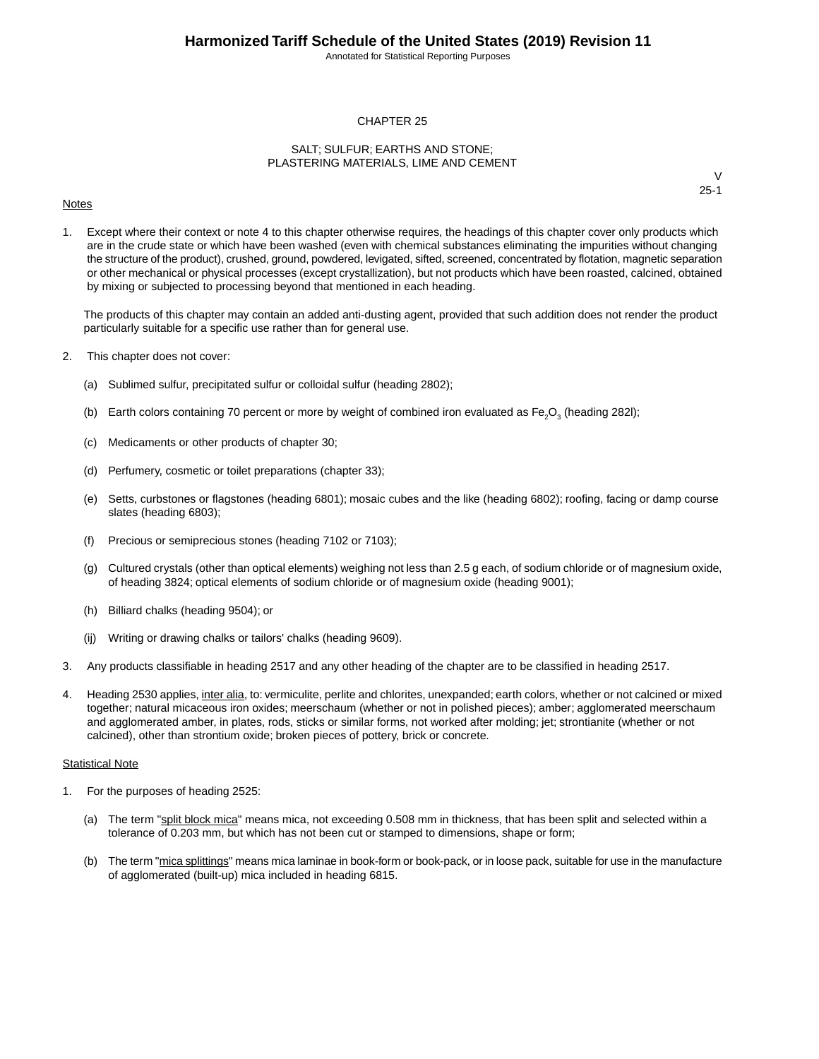# CHAPTER 25

## SALT; SULFUR; EARTHS AND STONE; PLASTERING MATERIALS, LIME AND CEMENT

V
25-1

Notes

1. Except where their context or note 4 to this chapter otherwise requires, the headings of this chapter cover only products which are in the crude state or which have been washed (even with chemical substances eliminating the impurities without changing the structure of the product), crushed, ground, powdered, levigated, sifted, screened, concentrated by flotation, magnetic separation or other mechanical or physical processes (except crystallization), but not products which have been roasted, calcined, obtained by mixing or subjected to processing beyond that mentioned in each heading.

   The products of this chapter may contain an added anti-dusting agent, provided that such addition does not render the product particularly suitable for a specific use rather than for general use.

2. This chapter does not cover:

   (a) Sublimed sulfur, precipitated sulfur or colloidal sulfur (heading 2802);

   (b) Earth colors containing 70 percent or more by weight of combined iron evaluated as $Fe_2O_3$ (heading 282l);

   (c) Medicaments or other products of chapter 30;

   (d) Perfumery, cosmetic or toilet preparations (chapter 33);

   (e) Setts, curbstones or flagstones (heading 6801); mosaic cubes and the like (heading 6802); roofing, facing or damp course slates (heading 6803);

   (f) Precious or semiprecious stones (heading 7102 or 7103);

   (g) Cultured crystals (other than optical elements) weighing not less than 2.5 g each, of sodium chloride or of magnesium oxide, of heading 3824; optical elements of sodium chloride or of magnesium oxide (heading 9001);

   (h) Billiard chalks (heading 9504); or

   (ij) Writing or drawing chalks or tailors' chalks (heading 9609).

3. Any products classifiable in heading 2517 and any other heading of the chapter are to be classified in heading 2517.

4. Heading 2530 applies, inter alia, to: vermiculite, perlite and chlorites, unexpanded; earth colors, whether or not calcined or mixed together; natural micaceous iron oxides; meerschaum (whether or not in polished pieces); amber; agglomerated meerschaum and agglomerated amber, in plates, rods, sticks or similar forms, not worked after molding; jet; strontianite (whether or not calcined), other than strontium oxide; broken pieces of pottery, brick or concrete.

Statistical Note

1. For the purposes of heading 2525:

   (a) The term "split block mica" means mica, not exceeding 0.508 mm in thickness, that has been split and selected within a tolerance of 0.203 mm, but which has not been cut or stamped to dimensions, shape or form;

   (b) The term "mica splittings" means mica laminae in book-form or book-pack, or in loose pack, suitable for use in the manufacture of agglomerated (built-up) mica included in heading 6815.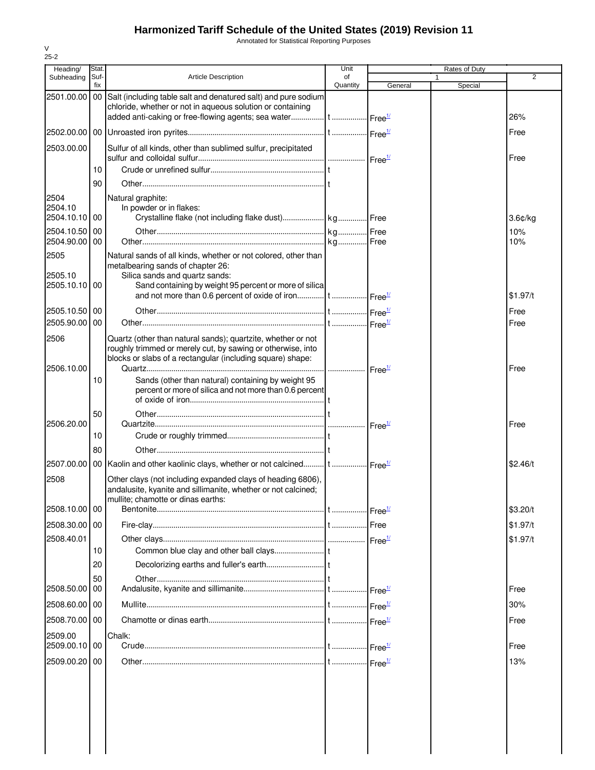# Harmonized Tariff Schedule of the United States (2019) Revision 11

Annotated for Statistical Reporting Purposes

V
25-2

| Heading/ Subheading | Stat. Suf- fix | Article Description | Unit of Quantity | Rates of Duty 1 General | Special | 2 |
|---|---|---|---|---|---|---|
| 2501.00.00 | 00 | Salt (including table salt and denatured salt) and pure sodium chloride, whether or not in aqueous solution or containing added anti-caking or free-flowing agents; sea water | t | Free[1/] | | 26% |
| 2502.00.00 | 00 | Unroasted iron pyrites | t | Free[1/] | | Free |
| 2503.00.00 | | Sulfur of all kinds, other than sublimed sulfur, precipitated sulfur and colloidal sulfur | | Free[1/] | | Free |
| | 10 | Crude or unrefined sulfur | t | | | |
| | 90 | Other | t | | | |
| 2504 | | Natural graphite: | | | | |
| 2504.10 | | In powder or in flakes: | | | | |
| 2504.10.10 | 00 | Crystalline flake (not including flake dust) | kg | Free | | 3.6¢/kg |
| 2504.10.50 | 00 | Other | kg | Free | | 10% |
| 2504.90.00 | 00 | Other | kg | Free | | 10% |
| 2505 | | Natural sands of all kinds, whether or not colored, other than metalbearing sands of chapter 26: | | | | |
| 2505.10 | | Silica sands and quartz sands: | | | | |
| 2505.10.10 | 00 | Sand containing by weight 95 percent or more of silica and not more than 0.6 percent of oxide of iron | t | Free[1/] | | $1.97/t |
| 2505.10.50 | 00 | Other | t | Free[1/] | | Free |
| 2505.90.00 | 00 | Other | t | Free[1/] | | Free |
| 2506 | | Quartz (other than natural sands); quartzite, whether or not roughly trimmed or merely cut, by sawing or otherwise, into blocks or slabs of a rectangular (including square) shape: | | | | |
| 2506.10.00 | | Quartz | | Free[1/] | | Free |
| | 10 | Sands (other than natural) containing by weight 95 percent or more of silica and not more than 0.6 percent of oxide of iron | t | | | |
| | 50 | Other | t | | | |
| 2506.20.00 | | Quartzite | | Free[1/] | | Free |
| | 10 | Crude or roughly trimmed | t | | | |
| | 80 | Other | t | | | |
| 2507.00.00 | 00 | Kaolin and other kaolinic clays, whether or not calcined | t | Free[1/] | | $2.46/t |
| 2508 | | Other clays (not including expanded clays of heading 6806), andalusite, kyanite and sillimanite, whether or not calcined; mullite; chamotte or dinas earths: | | | | |
| 2508.10.00 | 00 | Bentonite | t | Free[1/] | | $3.20/t |
| 2508.30.00 | 00 | Fire-clay | t | Free | | $1.97/t |
| 2508.40.01 | | Other clays | | Free[1/] | | $1.97/t |
| | 10 | Common blue clay and other ball clays | t | | | |
| | 20 | Decolorizing earths and fuller's earth | t | | | |
| | 50 | Other | t | | | |
| 2508.50.00 | 00 | Andalusite, kyanite and sillimanite | t | Free[1/] | | Free |
| 2508.60.00 | 00 | Mullite | t | Free[1/] | | 30% |
| 2508.70.00 | 00 | Chamotte or dinas earth | t | Free[1/] | | Free |
| 2509.00 | | Chalk: | | | | |
| 2509.00.10 | 00 | Crude | t | Free[1/] | | Free |
| 2509.00.20 | 00 | Other | t | Free[1/] | | 13% |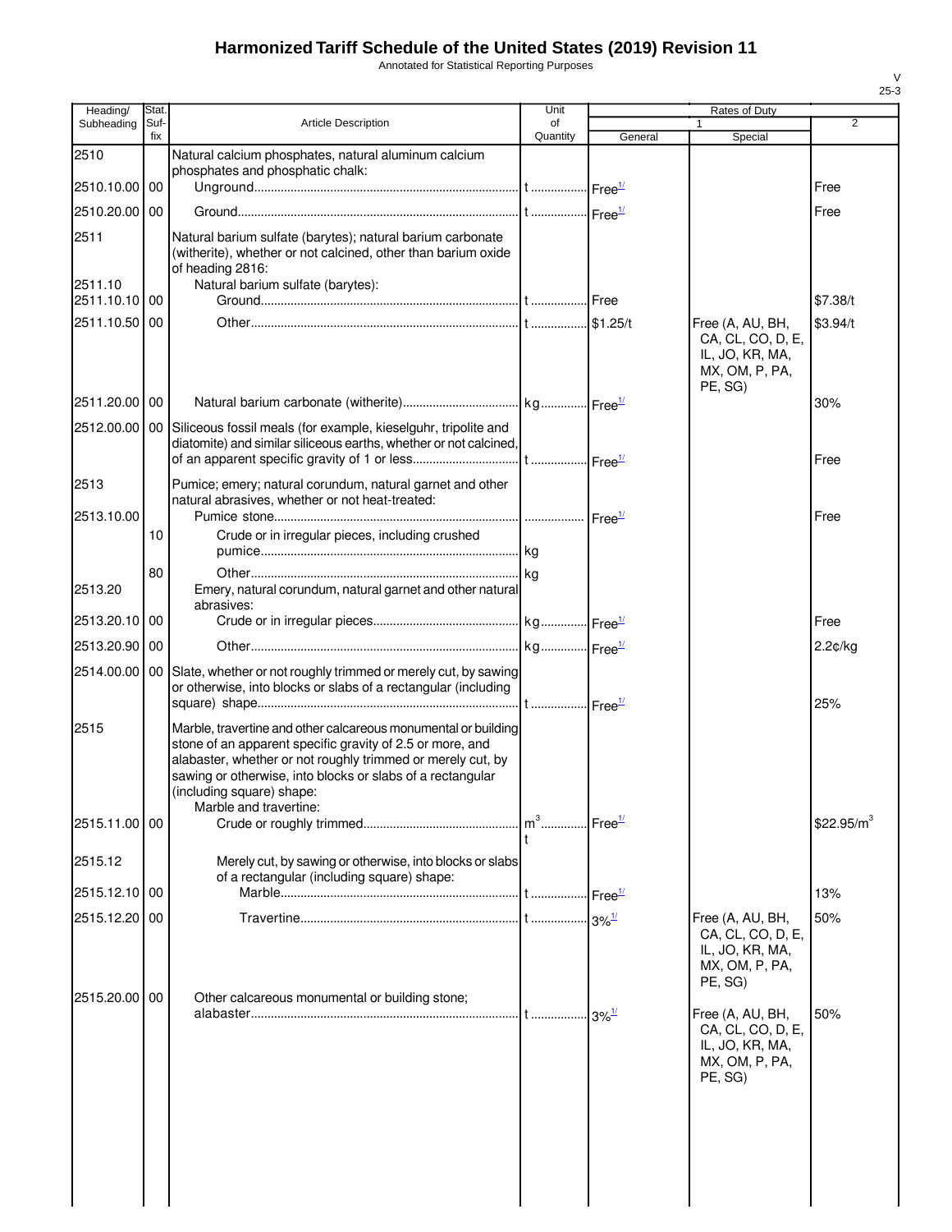# Harmonized Tariff Schedule of the United States (2019) Revision 11

Annotated for Statistical Reporting Purposes

V
25-3

| Heading/ Subheading | Stat. Suf-fix | Article Description | Unit of Quantity | Rates of Duty 1 General | Special | 2 |
|---|---|---|---|---|---|---|
| 2510 | | Natural calcium phosphates, natural aluminum calcium phosphates and phosphatic chalk: | | | | |
| 2510.10.00 | 00 | Unground | t | Free[1/] | | Free |
| 2510.20.00 | 00 | Ground | t | Free[1/] | | Free |
| 2511 | | Natural barium sulfate (barytes); natural barium carbonate (witherite), whether or not calcined, other than barium oxide of heading 2816: | | | | |
| 2511.10 | | Natural barium sulfate (barytes): | | | | |
| 2511.10.10 | 00 | Ground | t | Free | | $7.38/t |
| 2511.10.50 | 00 | Other | t | $1.25/t | Free (A, AU, BH, CA, CL, CO, D, E, IL, JO, KR, MA, MX, OM, P, PA, PE, SG) | $3.94/t |
| 2511.20.00 | 00 | Natural barium carbonate (witherite) | kg | Free[1/] | | 30% |
| 2512.00.00 | 00 | Siliceous fossil meals (for example, kieselguhr, tripolite and diatomite) and similar siliceous earths, whether or not calcined, of an apparent specific gravity of 1 or less | t | Free[1/] | | Free |
| 2513 | | Pumice; emery; natural corundum, natural garnet and other natural abrasives, whether or not heat-treated: | | | | |
| 2513.10.00 | | Pumice stone | | Free[1/] | | Free |
| | 10 | Crude or in irregular pieces, including crushed pumice | kg | | | |
| | 80 | Other | kg | | | |
| 2513.20 | | Emery, natural corundum, natural garnet and other natural abrasives: | | | | |
| 2513.20.10 | 00 | Crude or in irregular pieces | kg | Free[1/] | | Free |
| 2513.20.90 | 00 | Other | kg | Free[1/] | | 2.2¢/kg |
| 2514.00.00 | 00 | Slate, whether or not roughly trimmed or merely cut, by sawing or otherwise, into blocks or slabs of a rectangular (including square) shape | t | Free[1/] | | 25% |
| 2515 | | Marble, travertine and other calcareous monumental or building stone of an apparent specific gravity of 2.5 or more, and alabaster, whether or not roughly trimmed or merely cut, by sawing or otherwise, into blocks or slabs of a rectangular (including square) shape: | | | | |
| | | Marble and travertine: | | | | |
| 2515.11.00 | 00 | Crude or roughly trimmed | $m^3$ t | Free[1/] | | $22.95/$m^3$ |
| 2515.12 | | Merely cut, by sawing or otherwise, into blocks or slabs of a rectangular (including square) shape: | | | | |
| 2515.12.10 | 00 | Marble | t | Free[1/] | | 13% |
| 2515.12.20 | 00 | Travertine | t | 3%[1/] | Free (A, AU, BH, CA, CL, CO, D, E, IL, JO, KR, MA, MX, OM, P, PA, PE, SG) | 50% |
| 2515.20.00 | 00 | Other calcareous monumental or building stone; alabaster | t | 3%[1/] | Free (A, AU, BH, CA, CL, CO, D, E, IL, JO, KR, MA, MX, OM, P, PA, PE, SG) | 50% |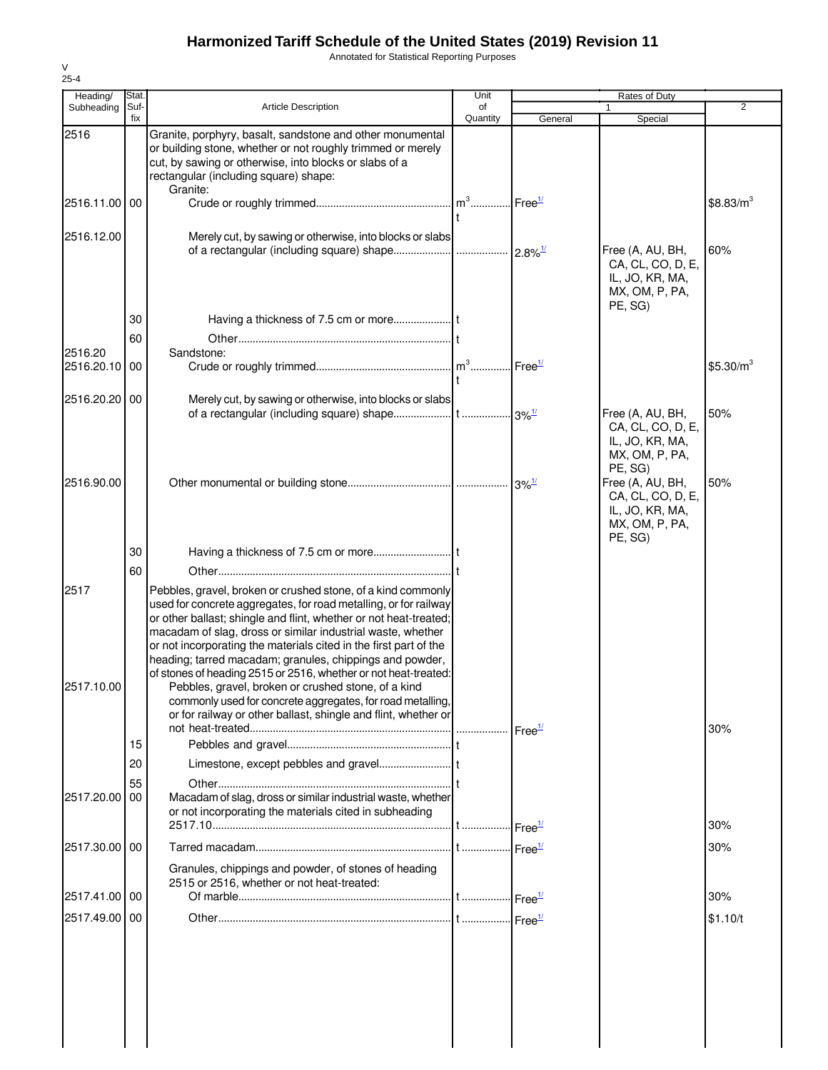# Harmonized Tariff Schedule of the United States (2019) Revision 11

Annotated for Statistical Reporting Purposes

V
25-4

| Heading/ Subheading | Stat. Suf-fix | Article Description | Unit of Quantity | Rates of Duty 1 General | Special | 2 |
|---|---|---|---|---|---|---|
| 2516 | | Granite, porphyry, basalt, sandstone and other monumental or building stone, whether or not roughly trimmed or merely cut, by sawing or otherwise, into blocks or slabs of a rectangular (including square) shape: | | | | |
| | | Granite: | | | | |
| 2516.11.00 | 00 | Crude or roughly trimmed | $m^3$ t | Free[1/] | | $8.83/$m^3$ |
| 2516.12.00 | | Merely cut, by sawing or otherwise, into blocks or slabs of a rectangular (including square) shape | | 2.8%[1/] | Free (A, AU, BH, CA, CL, CO, D, E, IL, JO, KR, MA, MX, OM, P, PA, PE, SG) | 60% |
| | 30 | Having a thickness of 7.5 cm or more | t | | | |
| | 60 | Other | t | | | |
| 2516.20 | | Sandstone: | | | | |
| 2516.20.10 | 00 | Crude or roughly trimmed | $m^3$ t | Free[1/] | | $5.30/$m^3$ |
| 2516.20.20 | 00 | Merely cut, by sawing or otherwise, into blocks or slabs of a rectangular (including square) shape | t | 3%[1/] | Free (A, AU, BH, CA, CL, CO, D, E, IL, JO, KR, MA, MX, OM, P, PA, PE, SG) | 50% |
| 2516.90.00 | | Other monumental or building stone | | 3%[1/] | Free (A, AU, BH, CA, CL, CO, D, E, IL, JO, KR, MA, MX, OM, P, PA, PE, SG) | 50% |
| | 30 | Having a thickness of 7.5 cm or more | t | | | |
| | 60 | Other | t | | | |
| 2517 | | Pebbles, gravel, broken or crushed stone, of a kind commonly used for concrete aggregates, for road metalling, or for railway or other ballast; shingle and flint, whether or not heat-treated; macadam of slag, dross or similar industrial waste, whether or not incorporating the materials cited in the first part of the heading; tarred macadam; granules, chippings and powder, of stones of heading 2515 or 2516, whether or not heat-treated: | | | | |
| 2517.10.00 | | Pebbles, gravel, broken or crushed stone, of a kind commonly used for concrete aggregates, for road metalling, or for railway or other ballast, shingle and flint, whether or not heat-treated | | Free[1/] | | 30% |
| | 15 | Pebbles and gravel | t | | | |
| | 20 | Limestone, except pebbles and gravel | t | | | |
| | 55 | Other | t | | | |
| 2517.20.00 | 00 | Macadam of slag, dross or similar industrial waste, whether or not incorporating the materials cited in subheading 2517.10 | t | Free[1/] | | 30% |
| 2517.30.00 | 00 | Tarred macadam | t | Free[1/] | | 30% |
| | | Granules, chippings and powder, of stones of heading 2515 or 2516, whether or not heat-treated: | | | | |
| 2517.41.00 | 00 | Of marble | t | Free[1/] | | 30% |
| 2517.49.00 | 00 | Other | t | Free[1/] | | $1.10/t |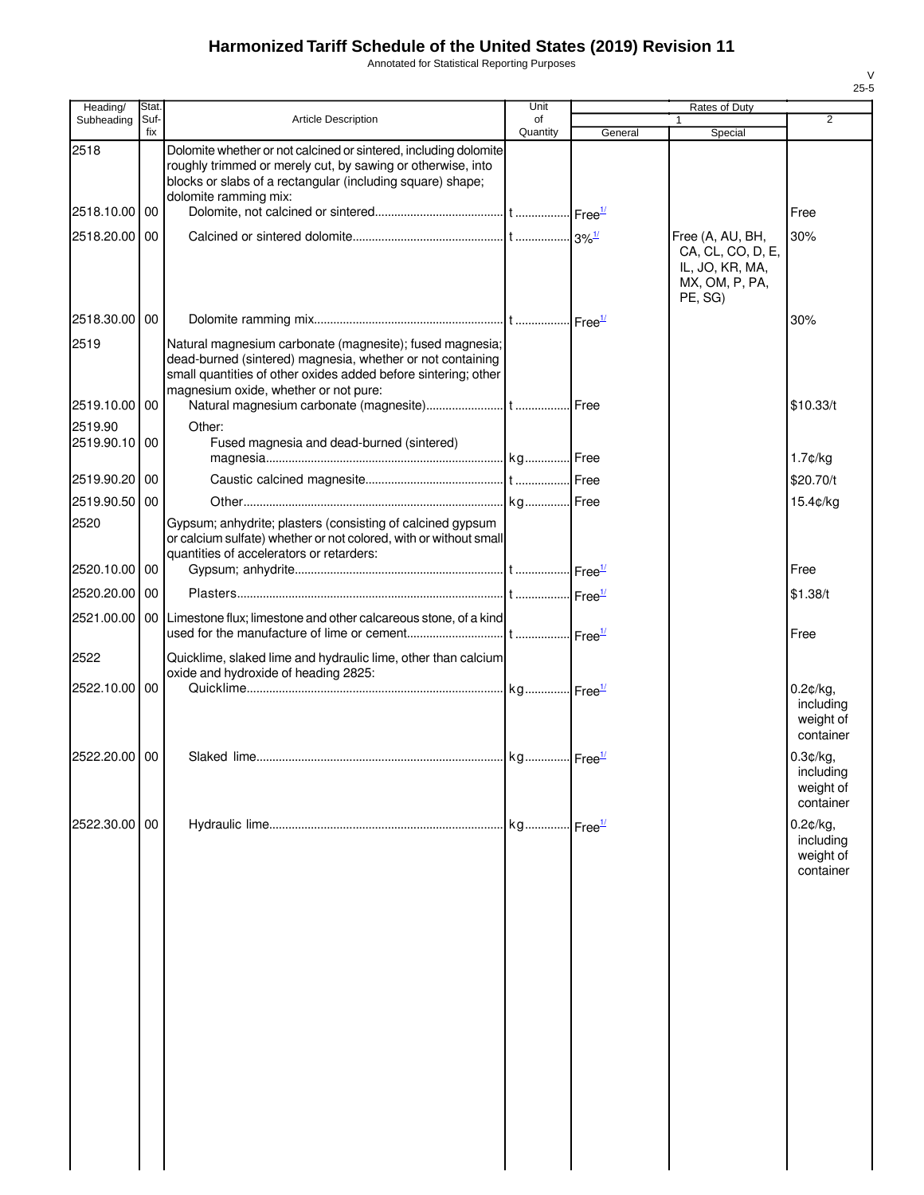# Harmonized Tariff Schedule of the United States (2019) Revision 11

Annotated for Statistical Reporting Purposes

V
25-5

| Heading/ Subheading | Stat. Suf- fix | Article Description | Unit of Quantity | Rates of Duty 1 General | Special | 2 |
|---|---|---|---|---|---|---|
| 2518 | | Dolomite whether or not calcined or sintered, including dolomite roughly trimmed or merely cut, by sawing or otherwise, into blocks or slabs of a rectangular (including square) shape; dolomite ramming mix: | | | | |
| 2518.10.00 | 00 | Dolomite, not calcined or sintered | t | Free[1/] | | Free |
| 2518.20.00 | 00 | Calcined or sintered dolomite | t | 3%[1/] | Free (A, AU, BH, CA, CL, CO, D, E, IL, JO, KR, MA, MX, OM, P, PA, PE, SG) | 30% |
| 2518.30.00 | 00 | Dolomite ramming mix | t | Free[1/] | | 30% |
| 2519 | | Natural magnesium carbonate (magnesite); fused magnesia; dead-burned (sintered) magnesia, whether or not containing small quantities of other oxides added before sintering; other magnesium oxide, whether or not pure: | | | | |
| 2519.10.00 | 00 | Natural magnesium carbonate (magnesite) | t | Free | | $10.33/t |
| 2519.90 | | Other: | | | | |
| 2519.90.10 | 00 | Fused magnesia and dead-burned (sintered) magnesia | kg | Free | | 1.7¢/kg |
| 2519.90.20 | 00 | Caustic calcined magnesite | t | Free | | $20.70/t |
| 2519.90.50 | 00 | Other | kg | Free | | 15.4¢/kg |
| 2520 | | Gypsum; anhydrite; plasters (consisting of calcined gypsum or calcium sulfate) whether or not colored, with or without small quantities of accelerators or retarders: | | | | |
| 2520.10.00 | 00 | Gypsum; anhydrite | t | Free[1/] | | Free |
| 2520.20.00 | 00 | Plasters | t | Free[1/] | | $1.38/t |
| 2521.00.00 | 00 | Limestone flux; limestone and other calcareous stone, of a kind used for the manufacture of lime or cement | t | Free[1/] | | Free |
| 2522 | | Quicklime, slaked lime and hydraulic lime, other than calcium oxide and hydroxide of heading 2825: | | | | |
| 2522.10.00 | 00 | Quicklime | kg | Free[1/] | | 0.2¢/kg, including weight of container |
| 2522.20.00 | 00 | Slaked lime | kg | Free[1/] | | 0.3¢/kg, including weight of container |
| 2522.30.00 | 00 | Hydraulic lime | kg | Free[1/] | | 0.2¢/kg, including weight of container |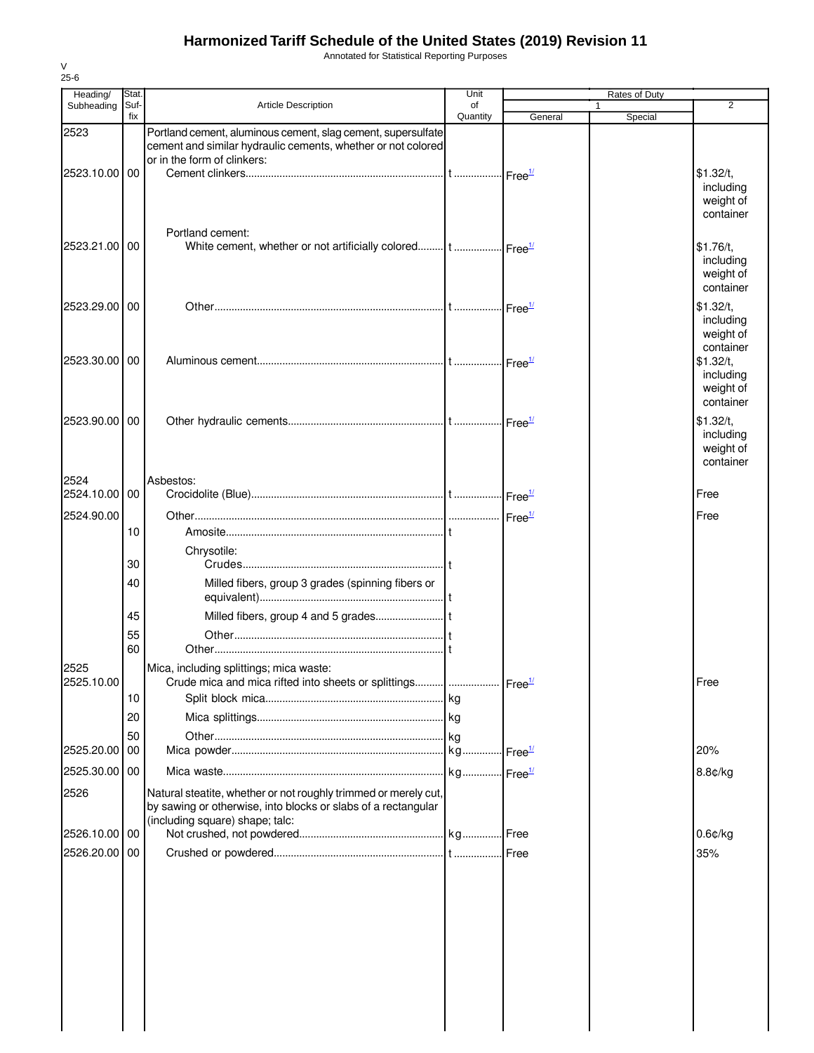# Harmonized Tariff Schedule of the United States (2019) Revision 11

Annotated for Statistical Reporting Purposes

V
25-6

| Heading/ Subheading | Stat. Suf-fix | Article Description | Unit of Quantity | Rates of Duty 1 General | Special | 2 |
|---|---|---|---|---|---|---|
| 2523 | | Portland cement, aluminous cement, slag cement, supersulfate cement and similar hydraulic cements, whether or not colored or in the form of clinkers: | | | | |
| 2523.10.00 | 00 | Cement clinkers | t | Free[1/] | | $1.32/t, including weight of container |
| | | Portland cement: | | | | |
| 2523.21.00 | 00 | White cement, whether or not artificially colored | t | Free[1/] | | $1.76/t, including weight of container |
| 2523.29.00 | 00 | Other | t | Free[1/] | | $1.32/t, including weight of container |
| 2523.30.00 | 00 | Aluminous cement | t | Free[1/] | | $1.32/t, including weight of container |
| 2523.90.00 | 00 | Other hydraulic cements | t | Free[1/] | | $1.32/t, including weight of container |
| 2524 | | Asbestos: | | | | |
| 2524.10.00 | 00 | Crocidolite (Blue) | t | Free[1/] | | Free |
| 2524.90.00 | | Other | | Free[1/] | | Free |
| | 10 | Amosite | t | | | |
| | | Chrysotile: | | | | |
| | 30 | Crudes | t | | | |
| | 40 | Milled fibers, group 3 grades (spinning fibers or equivalent) | t | | | |
| | 45 | Milled fibers, group 4 and 5 grades | t | | | |
| | 55 | Other | t | | | |
| | 60 | Other | t | | | |
| 2525 | | Mica, including splittings; mica waste: | | | | |
| 2525.10.00 | | Crude mica and mica rifted into sheets or splittings | | Free[1/] | | Free |
| | 10 | Split block mica | kg | | | |
| | 20 | Mica splittings | kg | | | |
| | 50 | Other | kg | | | |
| 2525.20.00 | 00 | Mica powder | kg | Free[1/] | | 20% |
| 2525.30.00 | 00 | Mica waste | kg | Free[1/] | | 8.8¢/kg |
| 2526 | | Natural steatite, whether or not roughly trimmed or merely cut, by sawing or otherwise, into blocks or slabs of a rectangular (including square) shape; talc: | | | | |
| 2526.10.00 | 00 | Not crushed, not powdered | kg | Free | | 0.6¢/kg |
| 2526.20.00 | 00 | Crushed or powdered | t | Free | | 35% |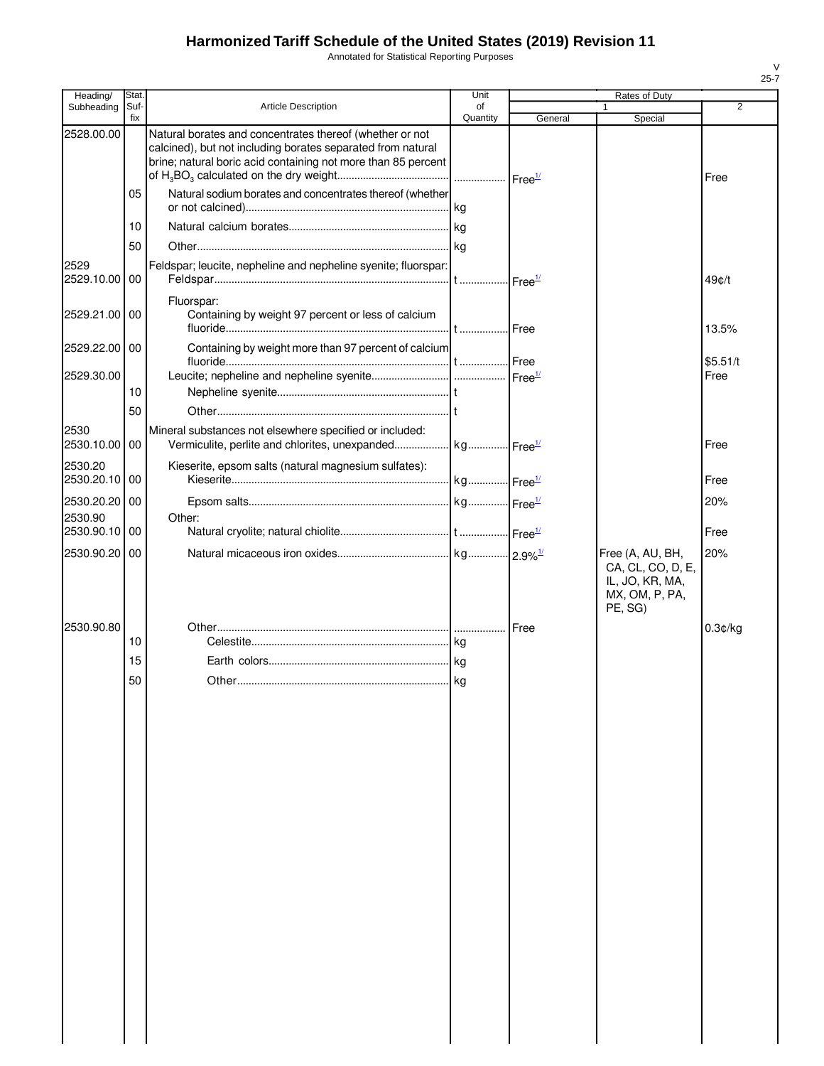# Harmonized Tariff Schedule of the United States (2019) Revision 11

Annotated for Statistical Reporting Purposes

V
25-7

| Heading/ Subheading | Stat. Suf- fix | Article Description | Unit of Quantity | Rates of Duty 1 General | Special | 2 |
|---|---|---|---|---|---|---|
| 2528.00.00 | | Natural borates and concentrates thereof (whether or not calcined), but not including borates separated from natural brine; natural boric acid containing not more than 85 percent of $H_3BO_3$ calculated on the dry weight | | Free[1/] | | Free |
| | 05 | Natural sodium borates and concentrates thereof (whether or not calcined) | kg | | | |
| | 10 | Natural calcium borates | kg | | | |
| | 50 | Other | kg | | | |
| 2529 | | Feldspar; leucite, nepheline and nepheline syenite; fluorspar: | | | | |
| 2529.10.00 | 00 | Feldspar | t | Free[1/] | | 49¢/t |
| | | Fluorspar: | | | | |
| 2529.21.00 | 00 | Containing by weight 97 percent or less of calcium fluoride | t | Free | | 13.5% |
| 2529.22.00 | 00 | Containing by weight more than 97 percent of calcium fluoride | t | Free | | $5.51/t |
| 2529.30.00 | | Leucite; nepheline and nepheline syenite | | Free[1/] | | Free |
| | 10 | Nepheline syenite | t | | | |
| | 50 | Other | t | | | |
| 2530 | | Mineral substances not elsewhere specified or included: | | | | |
| 2530.10.00 | 00 | Vermiculite, perlite and chlorites, unexpanded | kg | Free[1/] | | Free |
| 2530.20 | | Kieserite, epsom salts (natural magnesium sulfates): | | | | |
| 2530.20.10 | 00 | Kieserite | kg | Free[1/] | | Free |
| 2530.20.20 | 00 | Epsom salts | kg | Free[1/] | | 20% |
| 2530.90 | | Other: | | | | |
| 2530.90.10 | 00 | Natural cryolite; natural chiolite | t | Free[1/] | | Free |
| 2530.90.20 | 00 | Natural micaceous iron oxides | kg | 2.9%[1/] | Free (A, AU, BH, CA, CL, CO, D, E, IL, JO, KR, MA, MX, OM, P, PA, PE, SG) | 20% |
| 2530.90.80 | | Other | | Free | | 0.3¢/kg |
| | 10 | Celestite | kg | | | |
| | 15 | Earth colors | kg | | | |
| | 50 | Other | kg | | | |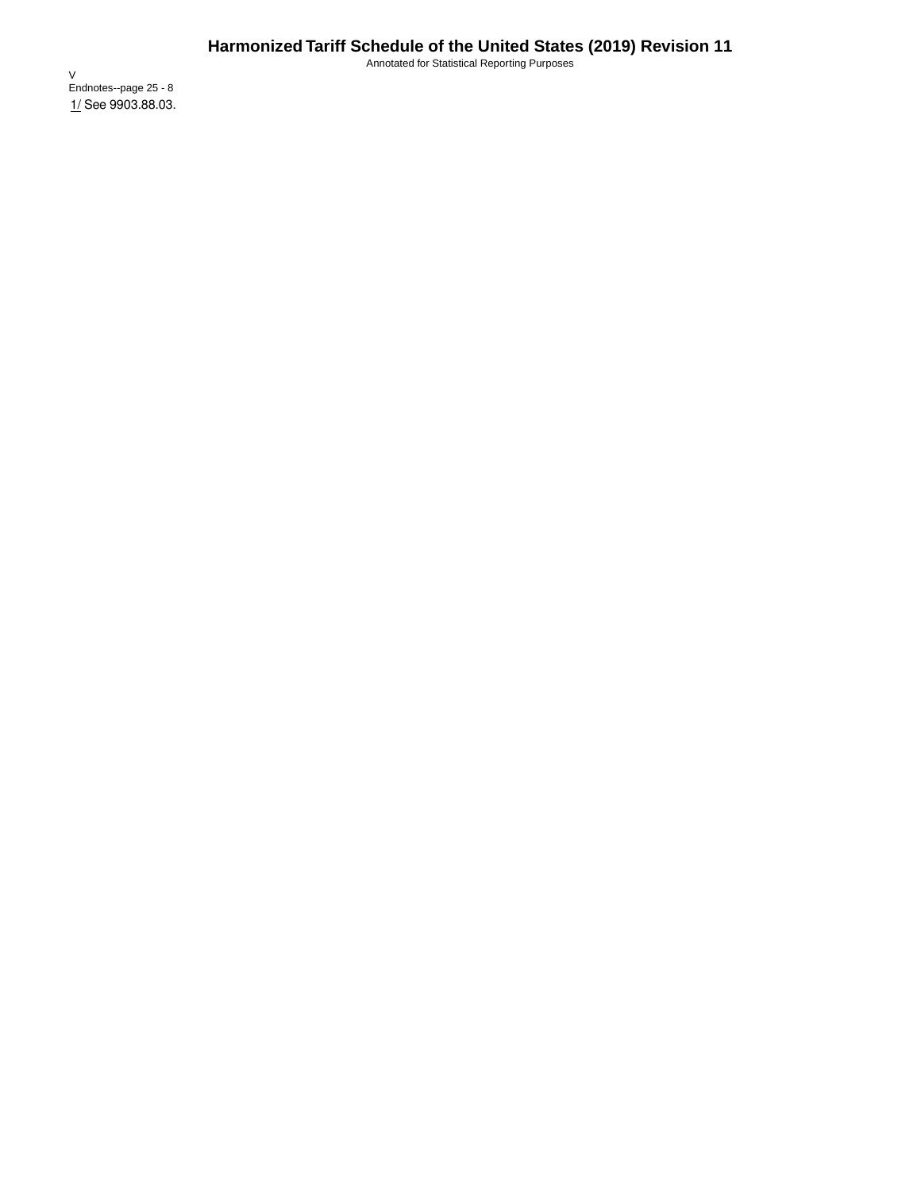V

Endnotes--page 25 - 8

1/ See 9903.88.03.